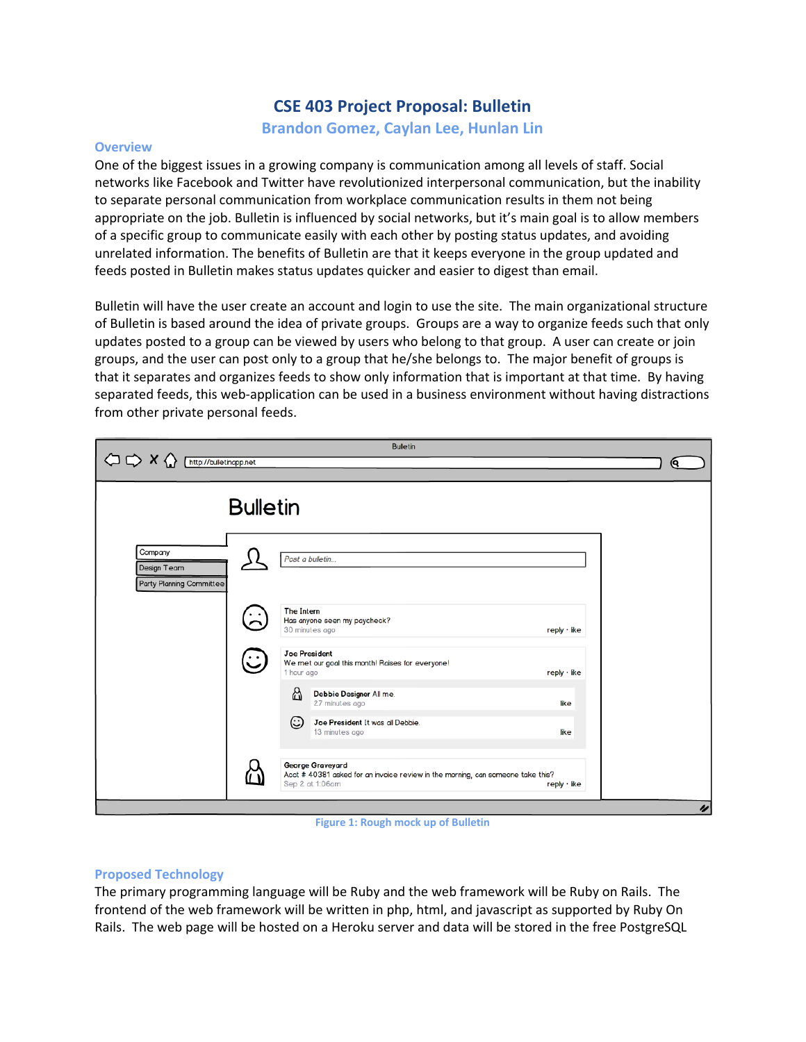# CSE 403 Project Proposal: Bulletin

### Brandon Gomez, Caylan Lee, Hunlan Lin

## Overview

One of the biggest issues in a growing company is communication among all levels of staff. Social networks like Facebook and Twitter have revolutionized interpersonal communication, but the inability to separate personal communication from workplace communication results in them not being appropriate on the job. Bulletin is influenced by social networks, but it's main goal is to allow members of a specific group to communicate easily with each other by posting status updates, and avoiding unrelated information. The benefits of Bulletin are that it keeps everyone in the group updated and feeds posted in Bulletin makes status updates quicker and easier to digest than email.

Bulletin will have the user create an account and login to use the site. The main organizational structure of Bulletin is based around the idea of private groups. Groups are a way to organize feeds such that only updates posted to a group can be viewed by users who belong to that group. A user can create or join groups, and the user can post only to a group that he/she belongs to. The major benefit of groups is that it separates and organizes feeds to show only information that is important at that time. By having separated feeds, this web-application can be used in a business environment without having distractions from other private personal feeds.

Figure 1: Rough mock up of Bulletin

## Proposed Technology

The primary programming language will be Ruby and the web framework will be Ruby on Rails. The frontend of the web framework will be written in php, html, and javascript as supported by Ruby On Rails. The web page will be hosted on a Heroku server and data will be stored in the free PostgreSQL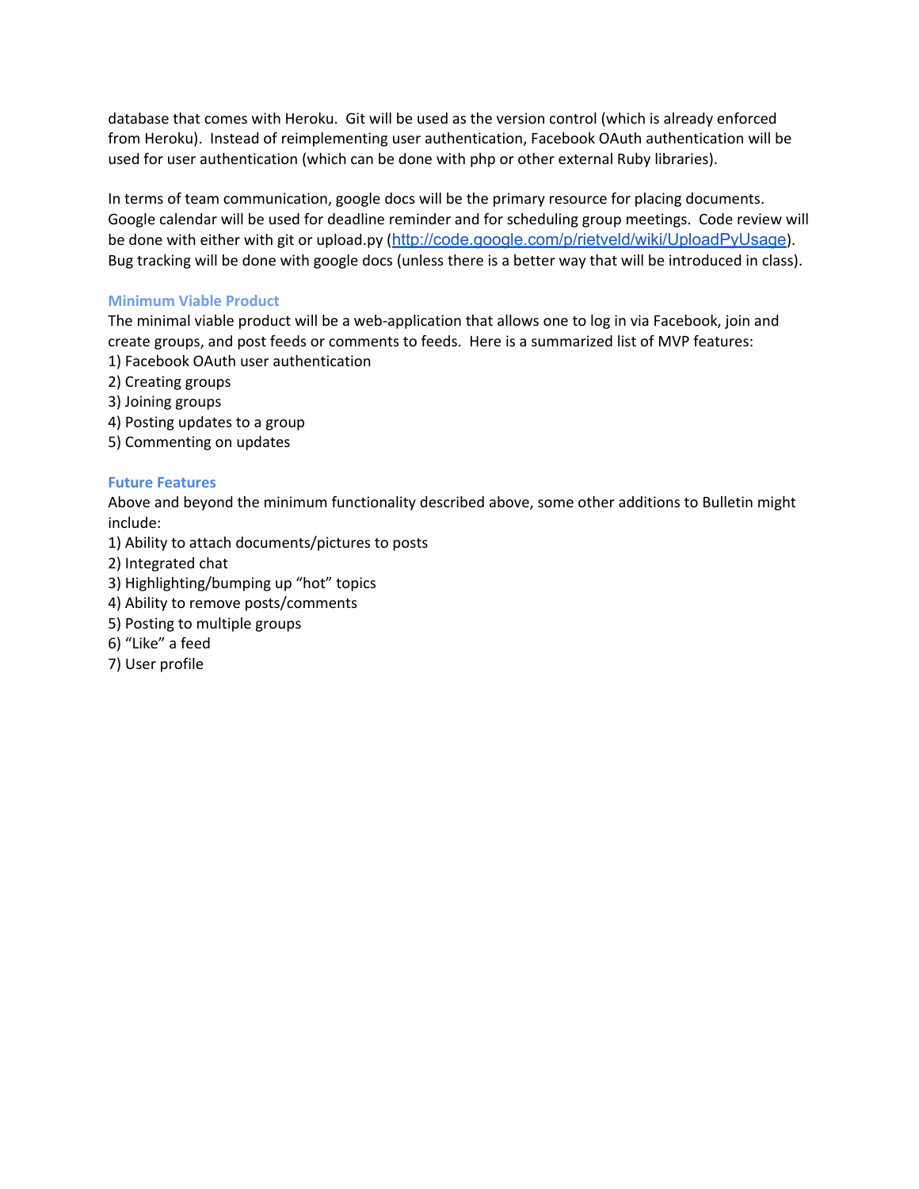database that comes with Heroku. Git will be used as the version control (which is already enforced from Heroku). Instead of reimplementing user authentication, Facebook OAuth authentication will be used for user authentication (which can be done with php or other external Ruby libraries).

In terms of team communication, google docs will be the primary resource for placing documents. Google calendar will be used for deadline reminder and for scheduling group meetings. Code review will be done with either with git or upload.py (http://code.google.com/p/rietveld/wiki/UploadPyUsage). Bug tracking will be done with google docs (unless there is a better way that will be introduced in class).

### Minimum Viable Product

The minimal viable product will be a web-application that allows one to log in via Facebook, join and create groups, and post feeds or comments to feeds. Here is a summarized list of MVP features:

1) Facebook OAuth user authentication
2) Creating groups
3) Joining groups
4) Posting updates to a group
5) Commenting on updates

### Future Features

Above and beyond the minimum functionality described above, some other additions to Bulletin might include:

1) Ability to attach documents/pictures to posts
2) Integrated chat
3) Highlighting/bumping up "hot" topics
4) Ability to remove posts/comments
5) Posting to multiple groups
6) "Like" a feed
7) User profile